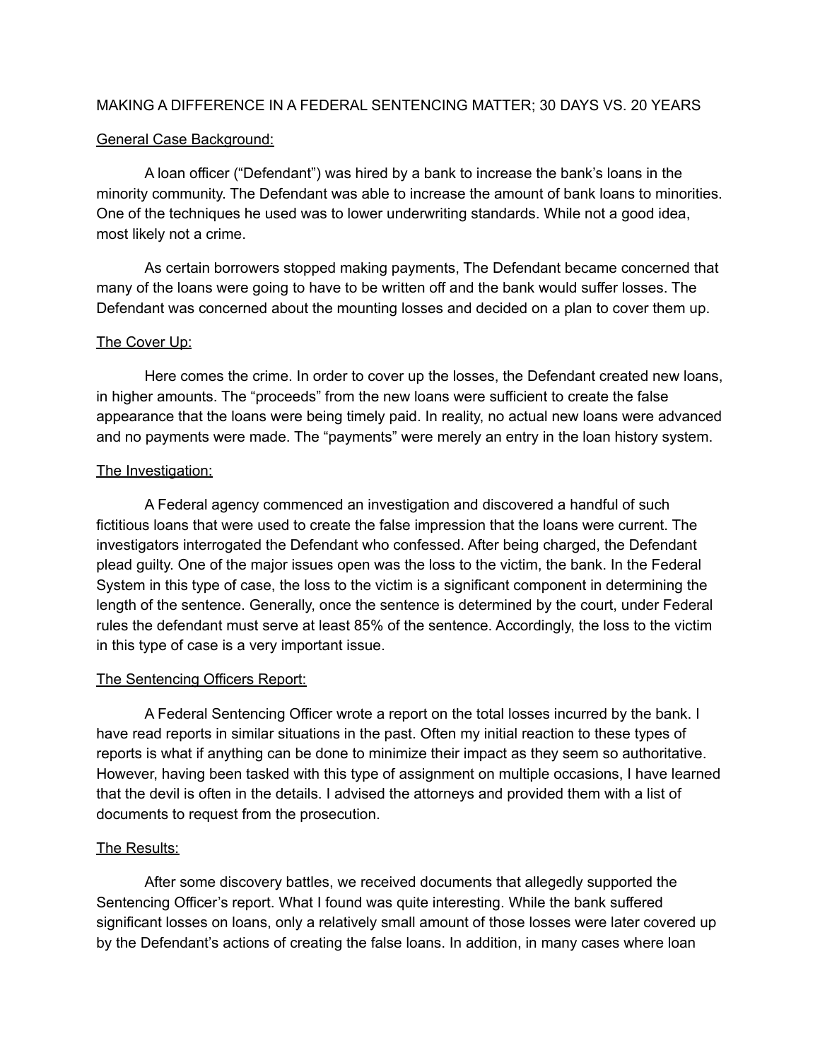MAKING A DIFFERENCE IN A FEDERAL SENTENCING MATTER; 30 DAYS VS. 20 YEARS

General Case Background:

A loan officer ("Defendant") was hired by a bank to increase the bank's loans in the minority community. The Defendant was able to increase the amount of bank loans to minorities. One of the techniques he used was to lower underwriting standards. While not a good idea, most likely not a crime.

As certain borrowers stopped making payments, The Defendant became concerned that many of the loans were going to have to be written off and the bank would suffer losses. The Defendant was concerned about the mounting losses and decided on a plan to cover them up.

The Cover Up:

Here comes the crime. In order to cover up the losses, the Defendant created new loans, in higher amounts. The "proceeds" from the new loans were sufficient to create the false appearance that the loans were being timely paid. In reality, no actual new loans were advanced and no payments were made. The "payments" were merely an entry in the loan history system.

The Investigation:

A Federal agency commenced an investigation and discovered a handful of such fictitious loans that were used to create the false impression that the loans were current. The investigators interrogated the Defendant who confessed. After being charged, the Defendant plead guilty. One of the major issues open was the loss to the victim, the bank. In the Federal System in this type of case, the loss to the victim is a significant component in determining the length of the sentence. Generally, once the sentence is determined by the court, under Federal rules the defendant must serve at least 85% of the sentence. Accordingly, the loss to the victim in this type of case is a very important issue.

The Sentencing Officers Report:

A Federal Sentencing Officer wrote a report on the total losses incurred by the bank. I have read reports in similar situations in the past. Often my initial reaction to these types of reports is what if anything can be done to minimize their impact as they seem so authoritative. However, having been tasked with this type of assignment on multiple occasions, I have learned that the devil is often in the details. I advised the attorneys and provided them with a list of documents to request from the prosecution.

The Results:

After some discovery battles, we received documents that allegedly supported the Sentencing Officer's report. What I found was quite interesting. While the bank suffered significant losses on loans, only a relatively small amount of those losses were later covered up by the Defendant's actions of creating the false loans. In addition, in many cases where loan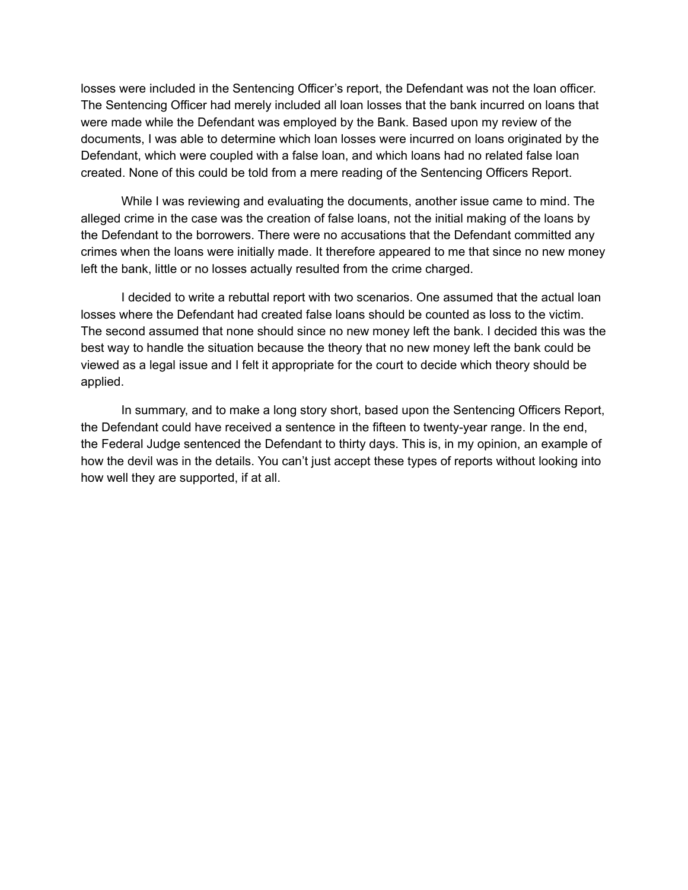losses were included in the Sentencing Officer's report, the Defendant was not the loan officer. The Sentencing Officer had merely included all loan losses that the bank incurred on loans that were made while the Defendant was employed by the Bank. Based upon my review of the documents, I was able to determine which loan losses were incurred on loans originated by the Defendant, which were coupled with a false loan, and which loans had no related false loan created. None of this could be told from a mere reading of the Sentencing Officers Report.

While I was reviewing and evaluating the documents, another issue came to mind. The alleged crime in the case was the creation of false loans, not the initial making of the loans by the Defendant to the borrowers. There were no accusations that the Defendant committed any crimes when the loans were initially made. It therefore appeared to me that since no new money left the bank, little or no losses actually resulted from the crime charged.

I decided to write a rebuttal report with two scenarios. One assumed that the actual loan losses where the Defendant had created false loans should be counted as loss to the victim. The second assumed that none should since no new money left the bank. I decided this was the best way to handle the situation because the theory that no new money left the bank could be viewed as a legal issue and I felt it appropriate for the court to decide which theory should be applied.

In summary, and to make a long story short, based upon the Sentencing Officers Report, the Defendant could have received a sentence in the fifteen to twenty-year range. In the end, the Federal Judge sentenced the Defendant to thirty days. This is, in my opinion, an example of how the devil was in the details. You can't just accept these types of reports without looking into how well they are supported, if at all.